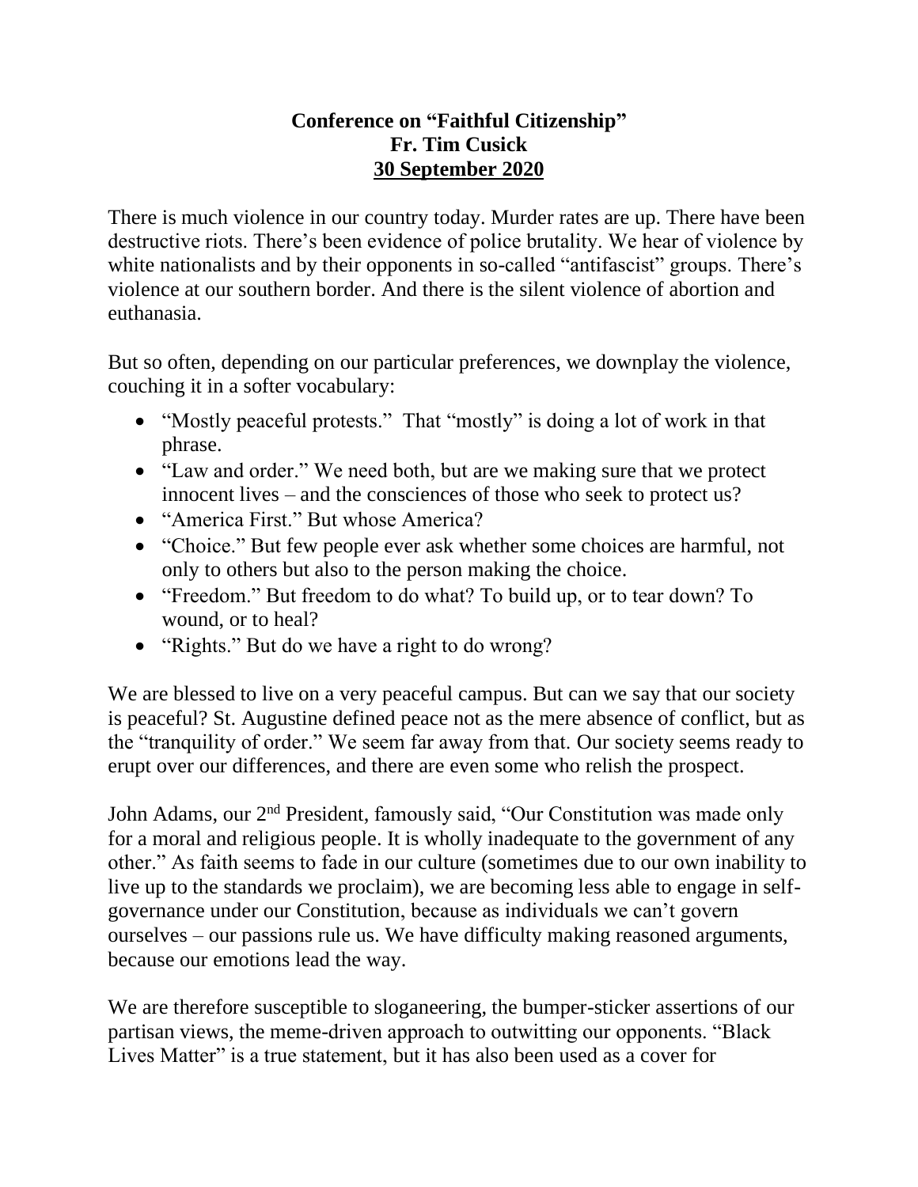**Conference on "Faithful Citizenship"**
**Fr. Tim Cusick**
**30 September 2020**

There is much violence in our country today. Murder rates are up. There have been destructive riots. There's been evidence of police brutality. We hear of violence by white nationalists and by their opponents in so-called "antifascist" groups. There's violence at our southern border. And there is the silent violence of abortion and euthanasia.

But so often, depending on our particular preferences, we downplay the violence, couching it in a softer vocabulary:

- "Mostly peaceful protests." That "mostly" is doing a lot of work in that phrase.
- "Law and order." We need both, but are we making sure that we protect innocent lives – and the consciences of those who seek to protect us?
- "America First." But whose America?
- "Choice." But few people ever ask whether some choices are harmful, not only to others but also to the person making the choice.
- "Freedom." But freedom to do what? To build up, or to tear down? To wound, or to heal?
- "Rights." But do we have a right to do wrong?

We are blessed to live on a very peaceful campus. But can we say that our society is peaceful? St. Augustine defined peace not as the mere absence of conflict, but as the "tranquility of order." We seem far away from that. Our society seems ready to erupt over our differences, and there are even some who relish the prospect.

John Adams, our 2nd President, famously said, "Our Constitution was made only for a moral and religious people. It is wholly inadequate to the government of any other." As faith seems to fade in our culture (sometimes due to our own inability to live up to the standards we proclaim), we are becoming less able to engage in self-governance under our Constitution, because as individuals we can't govern ourselves – our passions rule us. We have difficulty making reasoned arguments, because our emotions lead the way.

We are therefore susceptible to sloganeering, the bumper-sticker assertions of our partisan views, the meme-driven approach to outwitting our opponents. "Black Lives Matter" is a true statement, but it has also been used as a cover for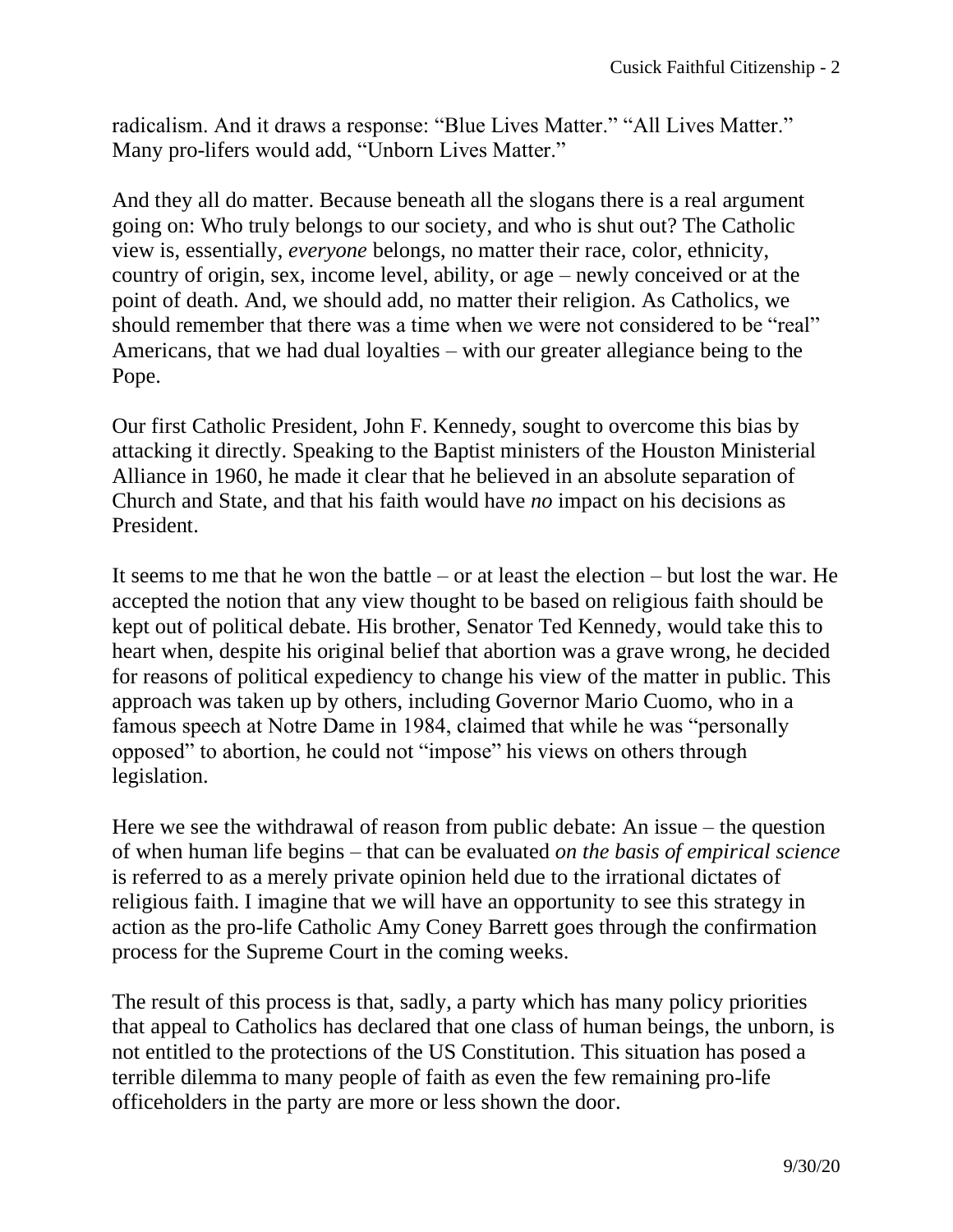radicalism. And it draws a response: "Blue Lives Matter." "All Lives Matter." Many pro-lifers would add, "Unborn Lives Matter."

And they all do matter. Because beneath all the slogans there is a real argument going on: Who truly belongs to our society, and who is shut out? The Catholic view is, essentially, *everyone* belongs, no matter their race, color, ethnicity, country of origin, sex, income level, ability, or age – newly conceived or at the point of death. And, we should add, no matter their religion. As Catholics, we should remember that there was a time when we were not considered to be "real" Americans, that we had dual loyalties – with our greater allegiance being to the Pope.

Our first Catholic President, John F. Kennedy, sought to overcome this bias by attacking it directly. Speaking to the Baptist ministers of the Houston Ministerial Alliance in 1960, he made it clear that he believed in an absolute separation of Church and State, and that his faith would have *no* impact on his decisions as President.

It seems to me that he won the battle – or at least the election – but lost the war. He accepted the notion that any view thought to be based on religious faith should be kept out of political debate. His brother, Senator Ted Kennedy, would take this to heart when, despite his original belief that abortion was a grave wrong, he decided for reasons of political expediency to change his view of the matter in public. This approach was taken up by others, including Governor Mario Cuomo, who in a famous speech at Notre Dame in 1984, claimed that while he was "personally opposed" to abortion, he could not "impose" his views on others through legislation.

Here we see the withdrawal of reason from public debate: An issue – the question of when human life begins – that can be evaluated *on the basis of empirical science* is referred to as a merely private opinion held due to the irrational dictates of religious faith. I imagine that we will have an opportunity to see this strategy in action as the pro-life Catholic Amy Coney Barrett goes through the confirmation process for the Supreme Court in the coming weeks.

The result of this process is that, sadly, a party which has many policy priorities that appeal to Catholics has declared that one class of human beings, the unborn, is not entitled to the protections of the US Constitution. This situation has posed a terrible dilemma to many people of faith as even the few remaining pro-life officeholders in the party are more or less shown the door.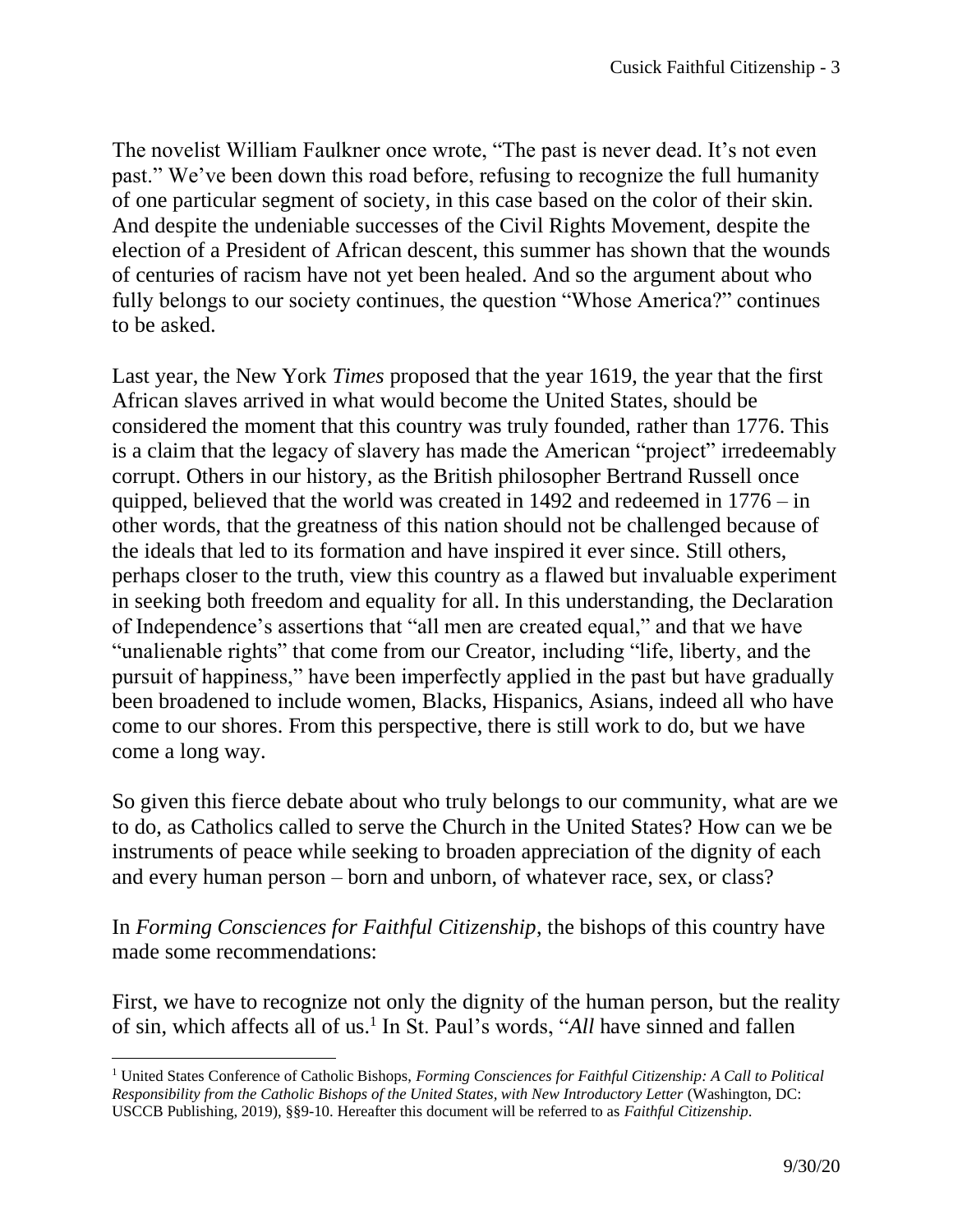The novelist William Faulkner once wrote, "The past is never dead. It's not even past." We've been down this road before, refusing to recognize the full humanity of one particular segment of society, in this case based on the color of their skin. And despite the undeniable successes of the Civil Rights Movement, despite the election of a President of African descent, this summer has shown that the wounds of centuries of racism have not yet been healed. And so the argument about who fully belongs to our society continues, the question "Whose America?" continues to be asked.

Last year, the New York *Times* proposed that the year 1619, the year that the first African slaves arrived in what would become the United States, should be considered the moment that this country was truly founded, rather than 1776. This is a claim that the legacy of slavery has made the American "project" irredeemably corrupt. Others in our history, as the British philosopher Bertrand Russell once quipped, believed that the world was created in 1492 and redeemed in 1776 – in other words, that the greatness of this nation should not be challenged because of the ideals that led to its formation and have inspired it ever since. Still others, perhaps closer to the truth, view this country as a flawed but invaluable experiment in seeking both freedom and equality for all. In this understanding, the Declaration of Independence's assertions that "all men are created equal," and that we have "unalienable rights" that come from our Creator, including "life, liberty, and the pursuit of happiness," have been imperfectly applied in the past but have gradually been broadened to include women, Blacks, Hispanics, Asians, indeed all who have come to our shores. From this perspective, there is still work to do, but we have come a long way.

So given this fierce debate about who truly belongs to our community, what are we to do, as Catholics called to serve the Church in the United States? How can we be instruments of peace while seeking to broaden appreciation of the dignity of each and every human person – born and unborn, of whatever race, sex, or class?

In *Forming Consciences for Faithful Citizenship*, the bishops of this country have made some recommendations:

First, we have to recognize not only the dignity of the human person, but the reality of sin, which affects all of us.[1] In St. Paul's words, "*All* have sinned and fallen

[1] United States Conference of Catholic Bishops, *Forming Consciences for Faithful Citizenship: A Call to Political Responsibility from the Catholic Bishops of the United States, with New Introductory Letter* (Washington, DC: USCCB Publishing, 2019), §§9-10. Hereafter this document will be referred to as *Faithful Citizenship*.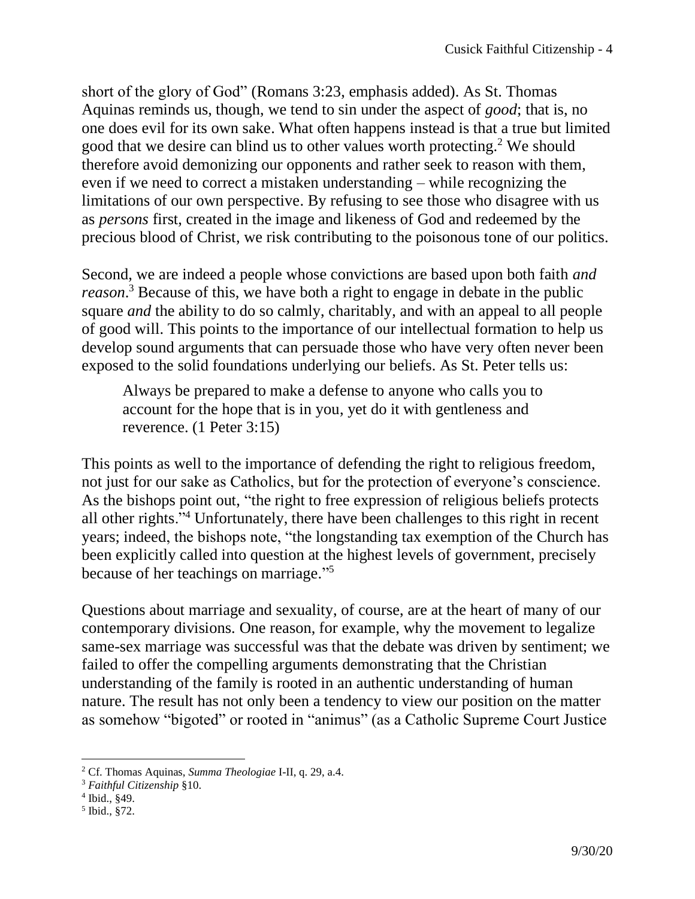short of the glory of God" (Romans 3:23, emphasis added). As St. Thomas Aquinas reminds us, though, we tend to sin under the aspect of *good*; that is, no one does evil for its own sake. What often happens instead is that a true but limited good that we desire can blind us to other values worth protecting.[2] We should therefore avoid demonizing our opponents and rather seek to reason with them, even if we need to correct a mistaken understanding – while recognizing the limitations of our own perspective. By refusing to see those who disagree with us as *persons* first, created in the image and likeness of God and redeemed by the precious blood of Christ, we risk contributing to the poisonous tone of our politics.

Second, we are indeed a people whose convictions are based upon both faith *and reason*.[3] Because of this, we have both a right to engage in debate in the public square *and* the ability to do so calmly, charitably, and with an appeal to all people of good will. This points to the importance of our intellectual formation to help us develop sound arguments that can persuade those who have very often never been exposed to the solid foundations underlying our beliefs. As St. Peter tells us:

> Always be prepared to make a defense to anyone who calls you to account for the hope that is in you, yet do it with gentleness and reverence. (1 Peter 3:15)

This points as well to the importance of defending the right to religious freedom, not just for our sake as Catholics, but for the protection of everyone's conscience. As the bishops point out, "the right to free expression of religious beliefs protects all other rights."[4] Unfortunately, there have been challenges to this right in recent years; indeed, the bishops note, "the longstanding tax exemption of the Church has been explicitly called into question at the highest levels of government, precisely because of her teachings on marriage."[5]

Questions about marriage and sexuality, of course, are at the heart of many of our contemporary divisions. One reason, for example, why the movement to legalize same-sex marriage was successful was that the debate was driven by sentiment; we failed to offer the compelling arguments demonstrating that the Christian understanding of the family is rooted in an authentic understanding of human nature. The result has not only been a tendency to view our position on the matter as somehow "bigoted" or rooted in "animus" (as a Catholic Supreme Court Justice

---

[2] Cf. Thomas Aquinas, *Summa Theologiae* I-II, q. 29, a.4.

[3] *Faithful Citizenship* §10.

[4] Ibid., §49.

[5] Ibid., §72.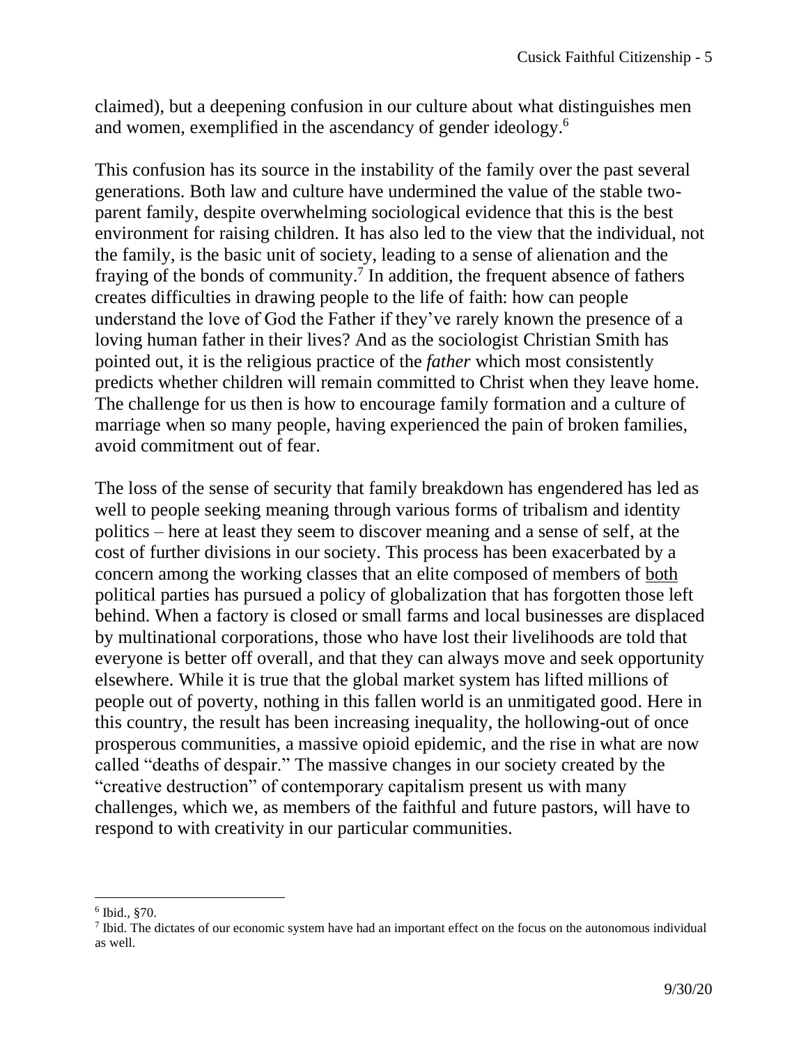claimed), but a deepening confusion in our culture about what distinguishes men and women, exemplified in the ascendancy of gender ideology.[6]

This confusion has its source in the instability of the family over the past several generations. Both law and culture have undermined the value of the stable two-parent family, despite overwhelming sociological evidence that this is the best environment for raising children. It has also led to the view that the individual, not the family, is the basic unit of society, leading to a sense of alienation and the fraying of the bonds of community.[7] In addition, the frequent absence of fathers creates difficulties in drawing people to the life of faith: how can people understand the love of God the Father if they've rarely known the presence of a loving human father in their lives? And as the sociologist Christian Smith has pointed out, it is the religious practice of the *father* which most consistently predicts whether children will remain committed to Christ when they leave home. The challenge for us then is how to encourage family formation and a culture of marriage when so many people, having experienced the pain of broken families, avoid commitment out of fear.

The loss of the sense of security that family breakdown has engendered has led as well to people seeking meaning through various forms of tribalism and identity politics – here at least they seem to discover meaning and a sense of self, at the cost of further divisions in our society. This process has been exacerbated by a concern among the working classes that an elite composed of members of <u>both</u> political parties has pursued a policy of globalization that has forgotten those left behind. When a factory is closed or small farms and local businesses are displaced by multinational corporations, those who have lost their livelihoods are told that everyone is better off overall, and that they can always move and seek opportunity elsewhere. While it is true that the global market system has lifted millions of people out of poverty, nothing in this fallen world is an unmitigated good. Here in this country, the result has been increasing inequality, the hollowing-out of once prosperous communities, a massive opioid epidemic, and the rise in what are now called "deaths of despair." The massive changes in our society created by the "creative destruction" of contemporary capitalism present us with many challenges, which we, as members of the faithful and future pastors, will have to respond to with creativity in our particular communities.

---

[6] Ibid., §70.

[7] Ibid. The dictates of our economic system have had an important effect on the focus on the autonomous individual as well.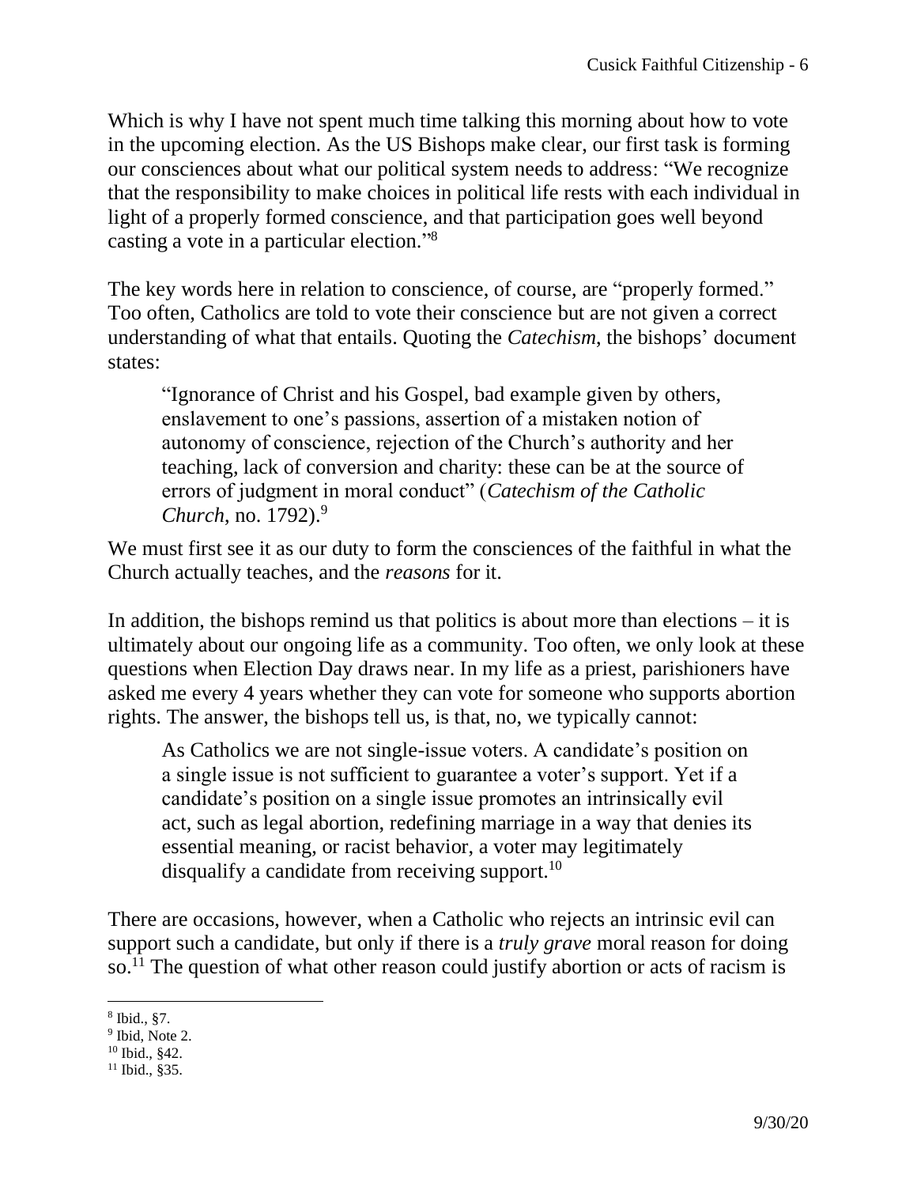Which is why I have not spent much time talking this morning about how to vote in the upcoming election. As the US Bishops make clear, our first task is forming our consciences about what our political system needs to address: "We recognize that the responsibility to make choices in political life rests with each individual in light of a properly formed conscience, and that participation goes well beyond casting a vote in a particular election."[8]

The key words here in relation to conscience, of course, are "properly formed." Too often, Catholics are told to vote their conscience but are not given a correct understanding of what that entails. Quoting the *Catechism*, the bishops' document states:

> "Ignorance of Christ and his Gospel, bad example given by others, enslavement to one's passions, assertion of a mistaken notion of autonomy of conscience, rejection of the Church's authority and her teaching, lack of conversion and charity: these can be at the source of errors of judgment in moral conduct" (*Catechism of the Catholic Church*, no. 1792).[9]

We must first see it as our duty to form the consciences of the faithful in what the Church actually teaches, and the *reasons* for it.

In addition, the bishops remind us that politics is about more than elections – it is ultimately about our ongoing life as a community. Too often, we only look at these questions when Election Day draws near. In my life as a priest, parishioners have asked me every 4 years whether they can vote for someone who supports abortion rights. The answer, the bishops tell us, is that, no, we typically cannot:

> As Catholics we are not single-issue voters. A candidate's position on a single issue is not sufficient to guarantee a voter's support. Yet if a candidate's position on a single issue promotes an intrinsically evil act, such as legal abortion, redefining marriage in a way that denies its essential meaning, or racist behavior, a voter may legitimately disqualify a candidate from receiving support.[10]

There are occasions, however, when a Catholic who rejects an intrinsic evil can support such a candidate, but only if there is a *truly grave* moral reason for doing so.[11] The question of what other reason could justify abortion or acts of racism is

[8] Ibid., §7.

[9] Ibid, Note 2.

[10] Ibid., §42.

[11] Ibid., §35.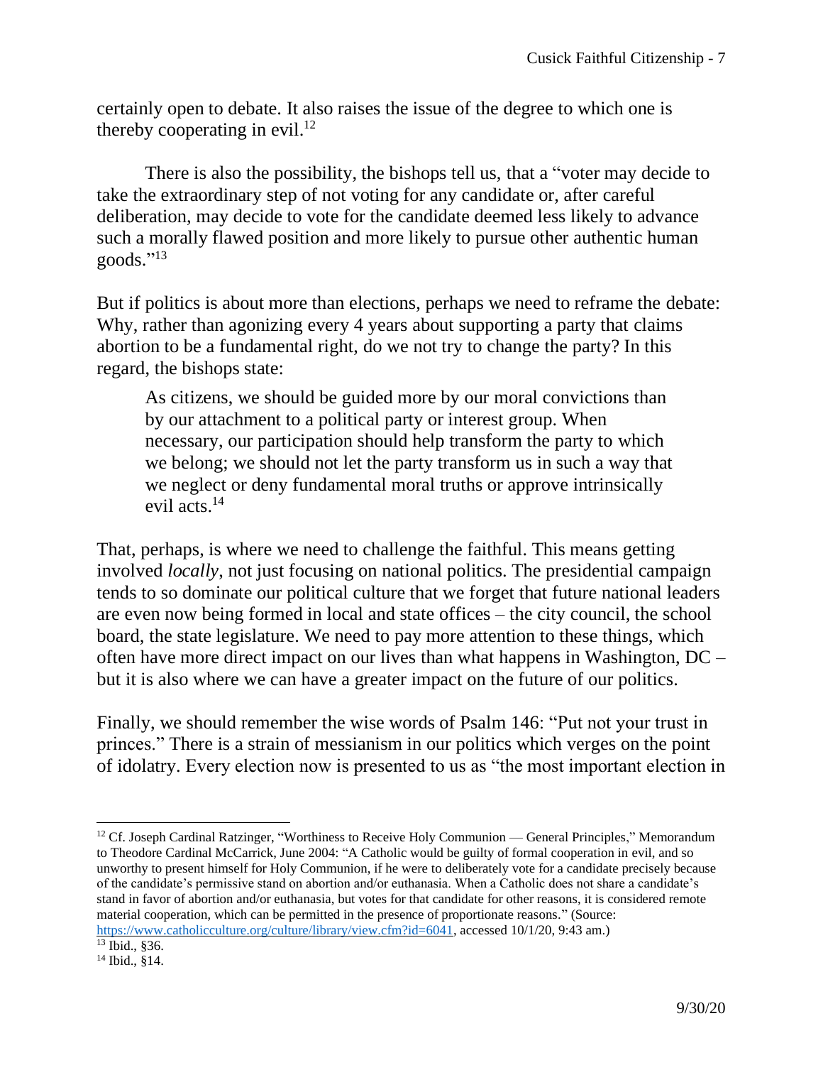certainly open to debate. It also raises the issue of the degree to which one is thereby cooperating in evil.[12]

There is also the possibility, the bishops tell us, that a "voter may decide to take the extraordinary step of not voting for any candidate or, after careful deliberation, may decide to vote for the candidate deemed less likely to advance such a morally flawed position and more likely to pursue other authentic human goods."[13]

But if politics is about more than elections, perhaps we need to reframe the debate: Why, rather than agonizing every 4 years about supporting a party that claims abortion to be a fundamental right, do we not try to change the party? In this regard, the bishops state:

> As citizens, we should be guided more by our moral convictions than by our attachment to a political party or interest group. When necessary, our participation should help transform the party to which we belong; we should not let the party transform us in such a way that we neglect or deny fundamental moral truths or approve intrinsically evil acts.[14]

That, perhaps, is where we need to challenge the faithful. This means getting involved *locally*, not just focusing on national politics. The presidential campaign tends to so dominate our political culture that we forget that future national leaders are even now being formed in local and state offices – the city council, the school board, the state legislature. We need to pay more attention to these things, which often have more direct impact on our lives than what happens in Washington, DC – but it is also where we can have a greater impact on the future of our politics.

Finally, we should remember the wise words of Psalm 146: "Put not your trust in princes." There is a strain of messianism in our politics which verges on the point of idolatry. Every election now is presented to us as "the most important election in

---

[12] Cf. Joseph Cardinal Ratzinger, "Worthiness to Receive Holy Communion — General Principles," Memorandum to Theodore Cardinal McCarrick, June 2004: "A Catholic would be guilty of formal cooperation in evil, and so unworthy to present himself for Holy Communion, if he were to deliberately vote for a candidate precisely because of the candidate's permissive stand on abortion and/or euthanasia. When a Catholic does not share a candidate's stand in favor of abortion and/or euthanasia, but votes for that candidate for other reasons, it is considered remote material cooperation, which can be permitted in the presence of proportionate reasons." (Source: https://www.catholicculture.org/culture/library/view.cfm?id=6041, accessed 10/1/20, 9:43 am.)

[13] Ibid., §36.

[14] Ibid., §14.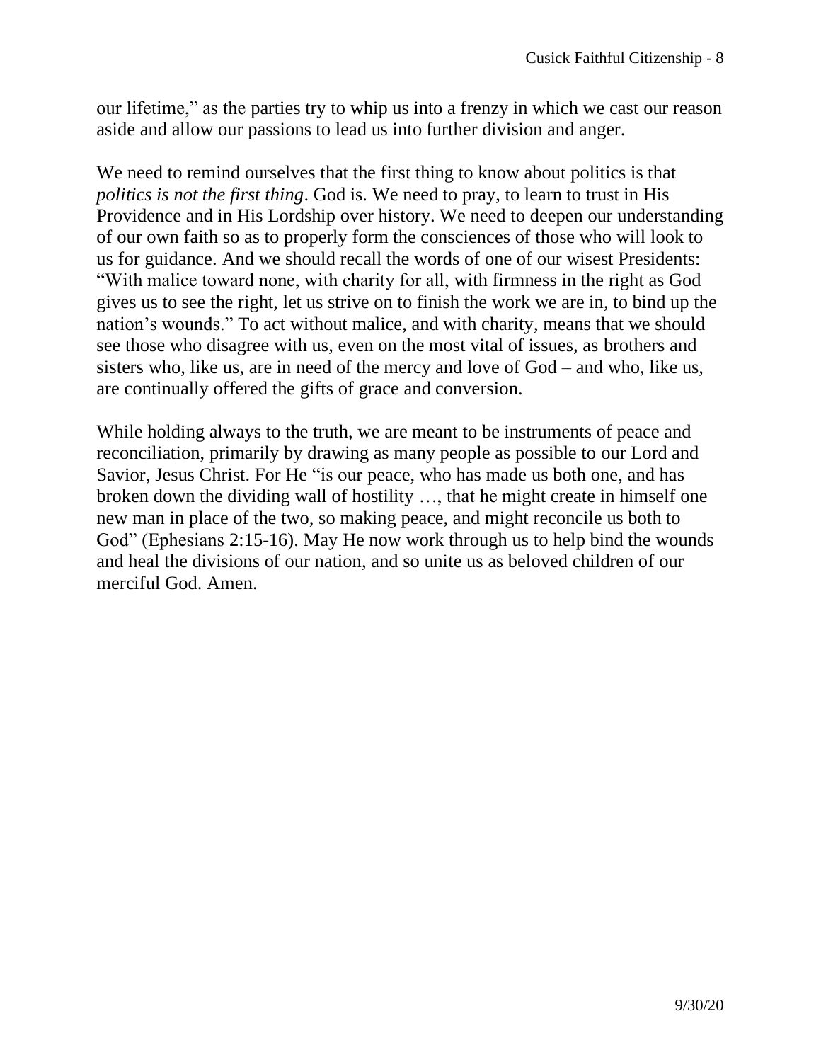our lifetime," as the parties try to whip us into a frenzy in which we cast our reason aside and allow our passions to lead us into further division and anger.

We need to remind ourselves that the first thing to know about politics is that *politics is not the first thing*. God is. We need to pray, to learn to trust in His Providence and in His Lordship over history. We need to deepen our understanding of our own faith so as to properly form the consciences of those who will look to us for guidance. And we should recall the words of one of our wisest Presidents: "With malice toward none, with charity for all, with firmness in the right as God gives us to see the right, let us strive on to finish the work we are in, to bind up the nation's wounds." To act without malice, and with charity, means that we should see those who disagree with us, even on the most vital of issues, as brothers and sisters who, like us, are in need of the mercy and love of God – and who, like us, are continually offered the gifts of grace and conversion.

While holding always to the truth, we are meant to be instruments of peace and reconciliation, primarily by drawing as many people as possible to our Lord and Savior, Jesus Christ. For He "is our peace, who has made us both one, and has broken down the dividing wall of hostility …, that he might create in himself one new man in place of the two, so making peace, and might reconcile us both to God" (Ephesians 2:15-16). May He now work through us to help bind the wounds and heal the divisions of our nation, and so unite us as beloved children of our merciful God. Amen.